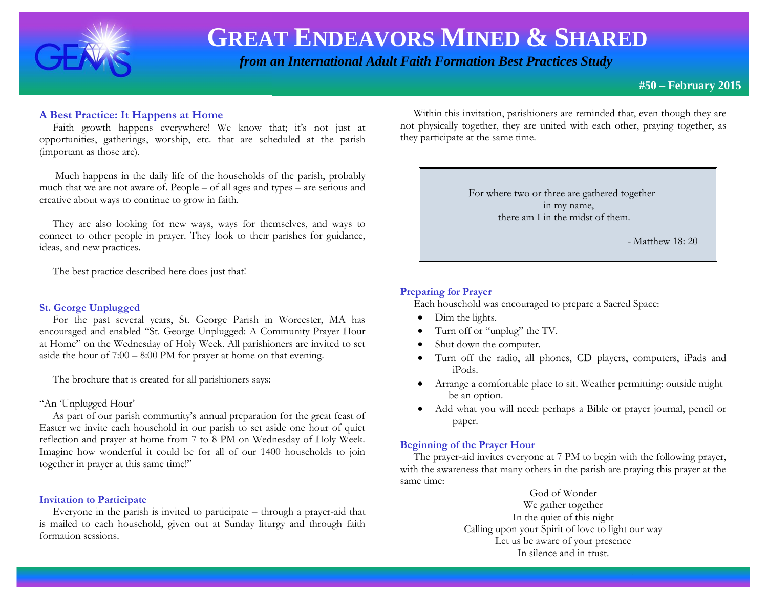# GREAT ENDEAVORS MINED & SHARED

*from an International Adult Faith Formation Best Practices Study*

**#50 – February 2015**

## A Best Practice: It Happens at Home

Faith growth happens everywhere! We know that; it's not just at opportunities, gatherings, worship, etc. that are scheduled at the parish (important as those are).

Much happens in the daily life of the households of the parish, probably much that we are not aware of. People – of all ages and types – are serious and creative about ways to continue to grow in faith.

They are also looking for new ways, ways for themselves, and ways to connect to other people in prayer. They look to their parishes for guidance, ideas, and new practices.

The best practice described here does just that!

## St. George Unplugged

For the past several years, St. George Parish in Worcester, MA has encouraged and enabled "St. George Unplugged: A Community Prayer Hour at Home" on the Wednesday of Holy Week. All parishioners are invited to set aside the hour of 7:00 – 8:00 PM for prayer at home on that evening.

The brochure that is created for all parishioners says:

"An 'Unplugged Hour'

As part of our parish community's annual preparation for the great feast of Easter we invite each household in our parish to set aside one hour of quiet reflection and prayer at home from 7 to 8 PM on Wednesday of Holy Week. Imagine how wonderful it could be for all of our 1400 households to join together in prayer at this same time!"

## Invitation to Participate

Everyone in the parish is invited to participate – through a prayer-aid that is mailed to each household, given out at Sunday liturgy and through faith formation sessions.

Within this invitation, parishioners are reminded that, even though they are not physically together, they are united with each other, praying together, as they participate at the same time.

> For where two or three are gathered together
> in my name,
> there am I in the midst of them.
>
> \- Matthew 18: 20

## Preparing for Prayer

Each household was encouraged to prepare a Sacred Space:

- Dim the lights.
- Turn off or "unplug" the TV.
- Shut down the computer.
- Turn off the radio, all phones, CD players, computers, iPads and iPods.
- Arrange a comfortable place to sit. Weather permitting: outside might be an option.
- Add what you will need: perhaps a Bible or prayer journal, pencil or paper.

## Beginning of the Prayer Hour

The prayer-aid invites everyone at 7 PM to begin with the following prayer, with the awareness that many others in the parish are praying this prayer at the same time:

God of Wonder
We gather together
In the quiet of this night
Calling upon your Spirit of love to light our way
Let us be aware of your presence
In silence and in trust.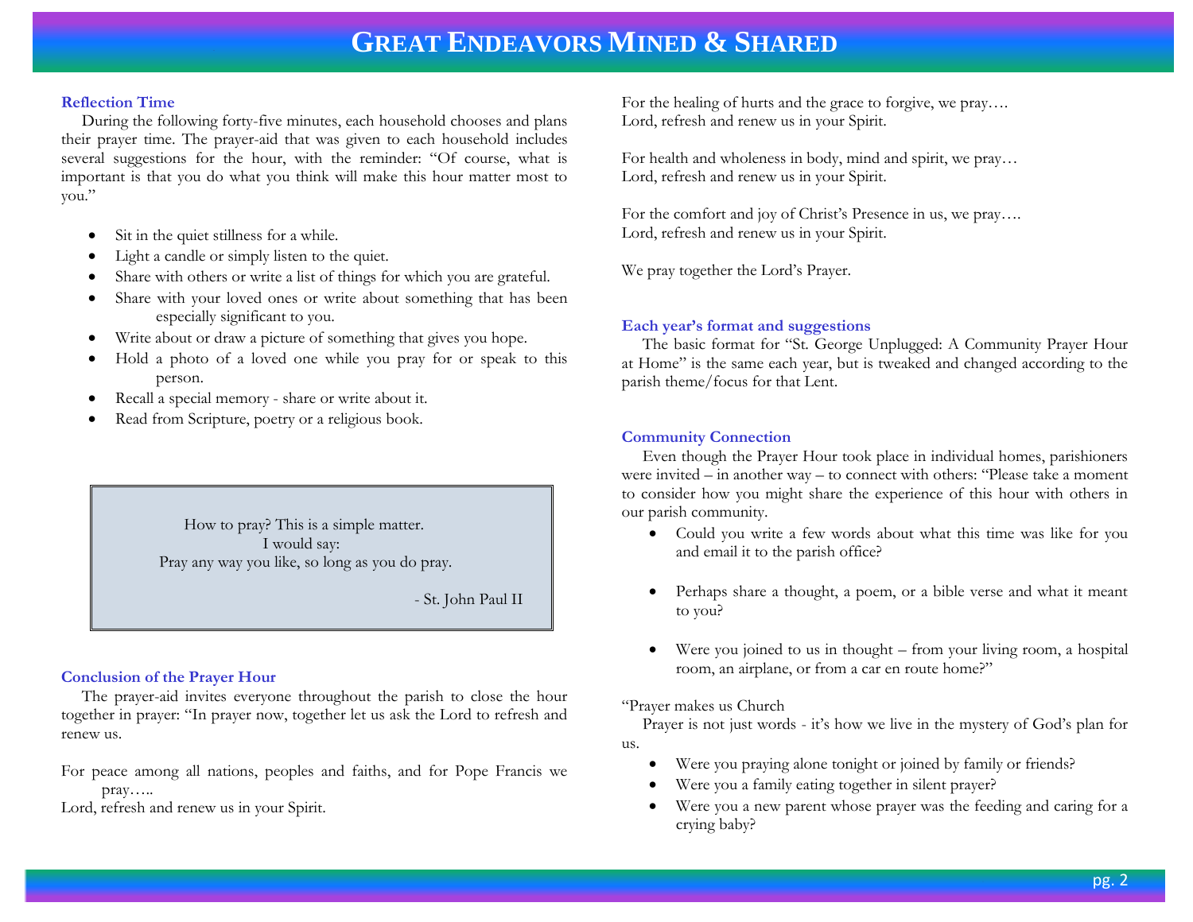### Reflection Time

During the following forty-five minutes, each household chooses and plans their prayer time. The prayer-aid that was given to each household includes several suggestions for the hour, with the reminder: "Of course, what is important is that you do what you think will make this hour matter most to you."

- Sit in the quiet stillness for a while.
- Light a candle or simply listen to the quiet.
- Share with others or write a list of things for which you are grateful.
- Share with your loved ones or write about something that has been especially significant to you.
- Write about or draw a picture of something that gives you hope.
- Hold a photo of a loved one while you pray for or speak to this person.
- Recall a special memory - share or write about it.
- Read from Scripture, poetry or a religious book.

> How to pray? This is a simple matter.
> I would say:
> Pray any way you like, so long as you do pray.
>
> - St. John Paul II

### Conclusion of the Prayer Hour

The prayer-aid invites everyone throughout the parish to close the hour together in prayer: "In prayer now, together let us ask the Lord to refresh and renew us.

For peace among all nations, peoples and faiths, and for Pope Francis we pray…..
Lord, refresh and renew us in your Spirit.

For the healing of hurts and the grace to forgive, we pray….
Lord, refresh and renew us in your Spirit.

For health and wholeness in body, mind and spirit, we pray…
Lord, refresh and renew us in your Spirit.

For the comfort and joy of Christ's Presence in us, we pray….
Lord, refresh and renew us in your Spirit.

We pray together the Lord's Prayer.

### Each year's format and suggestions

The basic format for "St. George Unplugged: A Community Prayer Hour at Home" is the same each year, but is tweaked and changed according to the parish theme/focus for that Lent.

### Community Connection

Even though the Prayer Hour took place in individual homes, parishioners were invited – in another way – to connect with others: "Please take a moment to consider how you might share the experience of this hour with others in our parish community.

- Could you write a few words about what this time was like for you and email it to the parish office?
- Perhaps share a thought, a poem, or a bible verse and what it meant to you?
- Were you joined to us in thought – from your living room, a hospital room, an airplane, or from a car en route home?"

"Prayer makes us Church

Prayer is not just words - it's how we live in the mystery of God's plan for us.

- Were you praying alone tonight or joined by family or friends?
- Were you a family eating together in silent prayer?
- Were you a new parent whose prayer was the feeding and caring for a crying baby?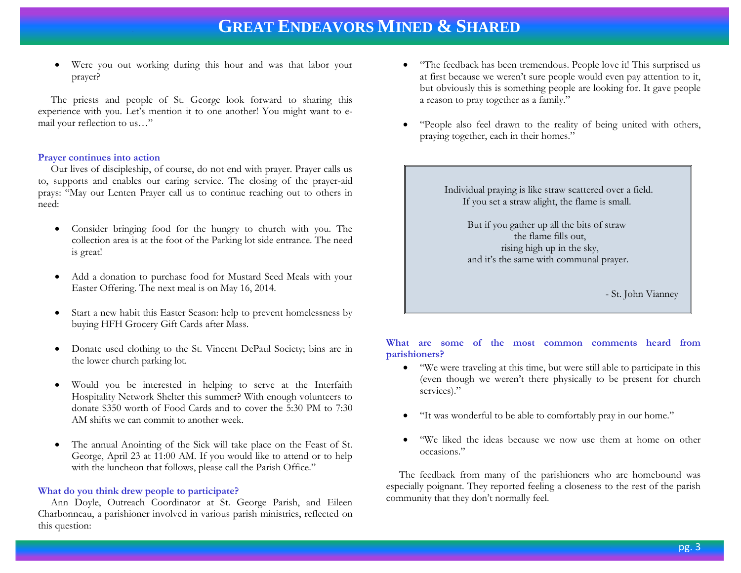- Were you out working during this hour and was that labor your prayer?

The priests and people of St. George look forward to sharing this experience with you. Let's mention it to one another! You might want to e-mail your reflection to us…"

### Prayer continues into action

Our lives of discipleship, of course, do not end with prayer. Prayer calls us to, supports and enables our caring service. The closing of the prayer-aid prays: "May our Lenten Prayer call us to continue reaching out to others in need:

- Consider bringing food for the hungry to church with you. The collection area is at the foot of the Parking lot side entrance. The need is great!
- Add a donation to purchase food for Mustard Seed Meals with your Easter Offering. The next meal is on May 16, 2014.
- Start a new habit this Easter Season: help to prevent homelessness by buying HFH Grocery Gift Cards after Mass.
- Donate used clothing to the St. Vincent DePaul Society; bins are in the lower church parking lot.
- Would you be interested in helping to serve at the Interfaith Hospitality Network Shelter this summer? With enough volunteers to donate $350 worth of Food Cards and to cover the 5:30 PM to 7:30 AM shifts we can commit to another week.
- The annual Anointing of the Sick will take place on the Feast of St. George, April 23 at 11:00 AM. If you would like to attend or to help with the luncheon that follows, please call the Parish Office."

### What do you think drew people to participate?

Ann Doyle, Outreach Coordinator at St. George Parish, and Eileen Charbonneau, a parishioner involved in various parish ministries, reflected on this question:

- "The feedback has been tremendous. People love it! This surprised us at first because we weren't sure people would even pay attention to it, but obviously this is something people are looking for. It gave people a reason to pray together as a family."
- "People also feel drawn to the reality of being united with others, praying together, each in their homes."

> Individual praying is like straw scattered over a field.
> If you set a straw alight, the flame is small.
>
> But if you gather up all the bits of straw
> the flame fills out,
> rising high up in the sky,
> and it's the same with communal prayer.
>
> \- St. John Vianney

### What are some of the most common comments heard from parishioners?

- "We were traveling at this time, but were still able to participate in this (even though we weren't there physically to be present for church services)."
- "It was wonderful to be able to comfortably pray in our home."
- "We liked the ideas because we now use them at home on other occasions."

The feedback from many of the parishioners who are homebound was especially poignant. They reported feeling a closeness to the rest of the parish community that they don't normally feel.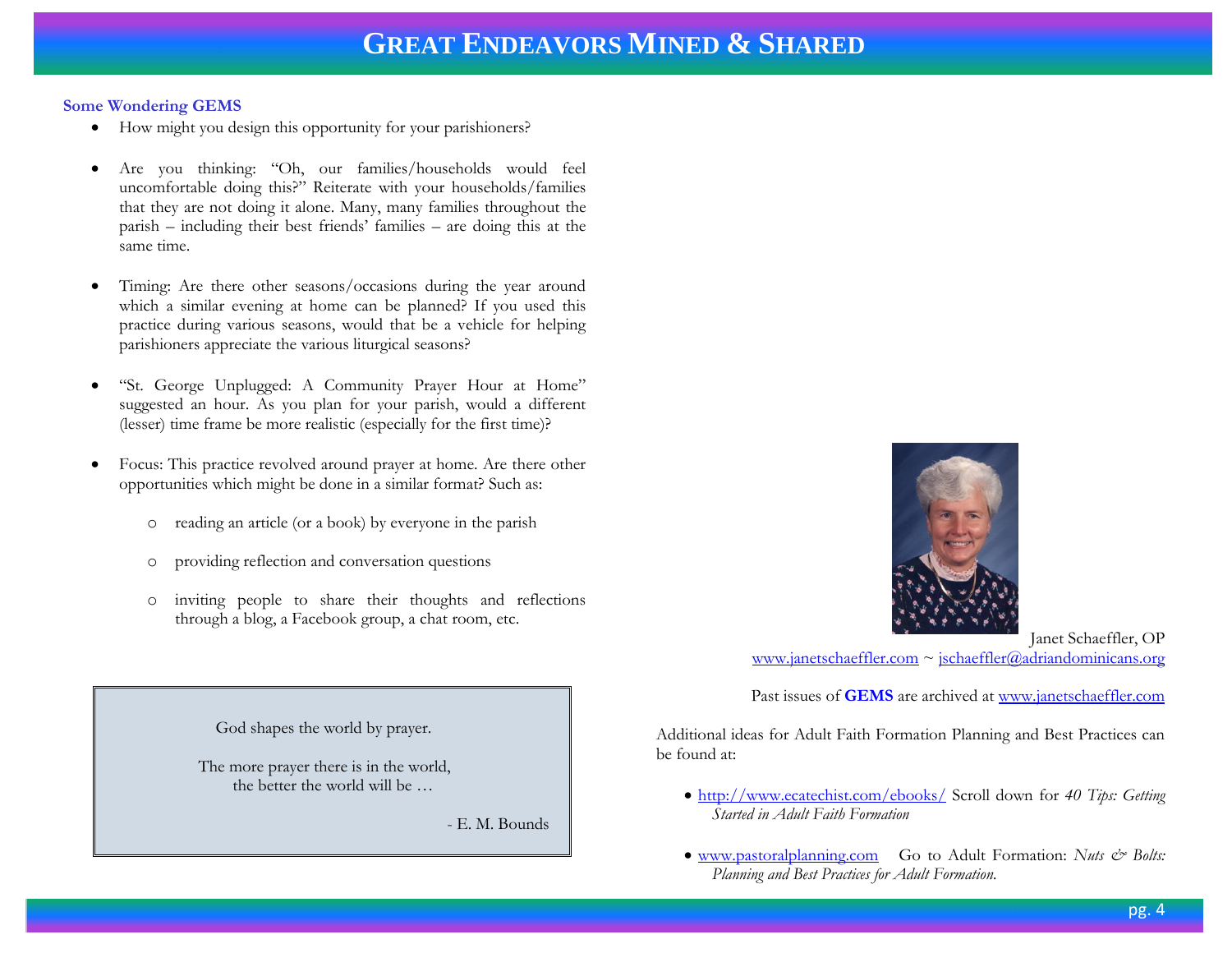## Some Wondering GEMS

- How might you design this opportunity for your parishioners?
- Are you thinking: "Oh, our families/households would feel uncomfortable doing this?" Reiterate with your households/families that they are not doing it alone. Many, many families throughout the parish – including their best friends' families – are doing this at the same time.
- Timing: Are there other seasons/occasions during the year around which a similar evening at home can be planned? If you used this practice during various seasons, would that be a vehicle for helping parishioners appreciate the various liturgical seasons?
- "St. George Unplugged: A Community Prayer Hour at Home" suggested an hour. As you plan for your parish, would a different (lesser) time frame be more realistic (especially for the first time)?
- Focus: This practice revolved around prayer at home. Are there other opportunities which might be done in a similar format? Such as:
    - reading an article (or a book) by everyone in the parish
    - providing reflection and conversation questions
    - inviting people to share their thoughts and reflections through a blog, a Facebook group, a chat room, etc.

> God shapes the world by prayer.
>
> The more prayer there is in the world,
> the better the world will be …
>
> - E. M. Bounds

Janet Schaeffler, OP
www.janetschaeffler.com ~ jschaeffler@adriandominicans.org

Past issues of **GEMS** are archived at www.janetschaeffler.com

Additional ideas for Adult Faith Formation Planning and Best Practices can be found at:

- http://www.ecatechist.com/ebooks/ Scroll down for *40 Tips: Getting Started in Adult Faith Formation*
- www.pastoralplanning.com Go to Adult Formation: *Nuts & Bolts: Planning and Best Practices for Adult Formation.*